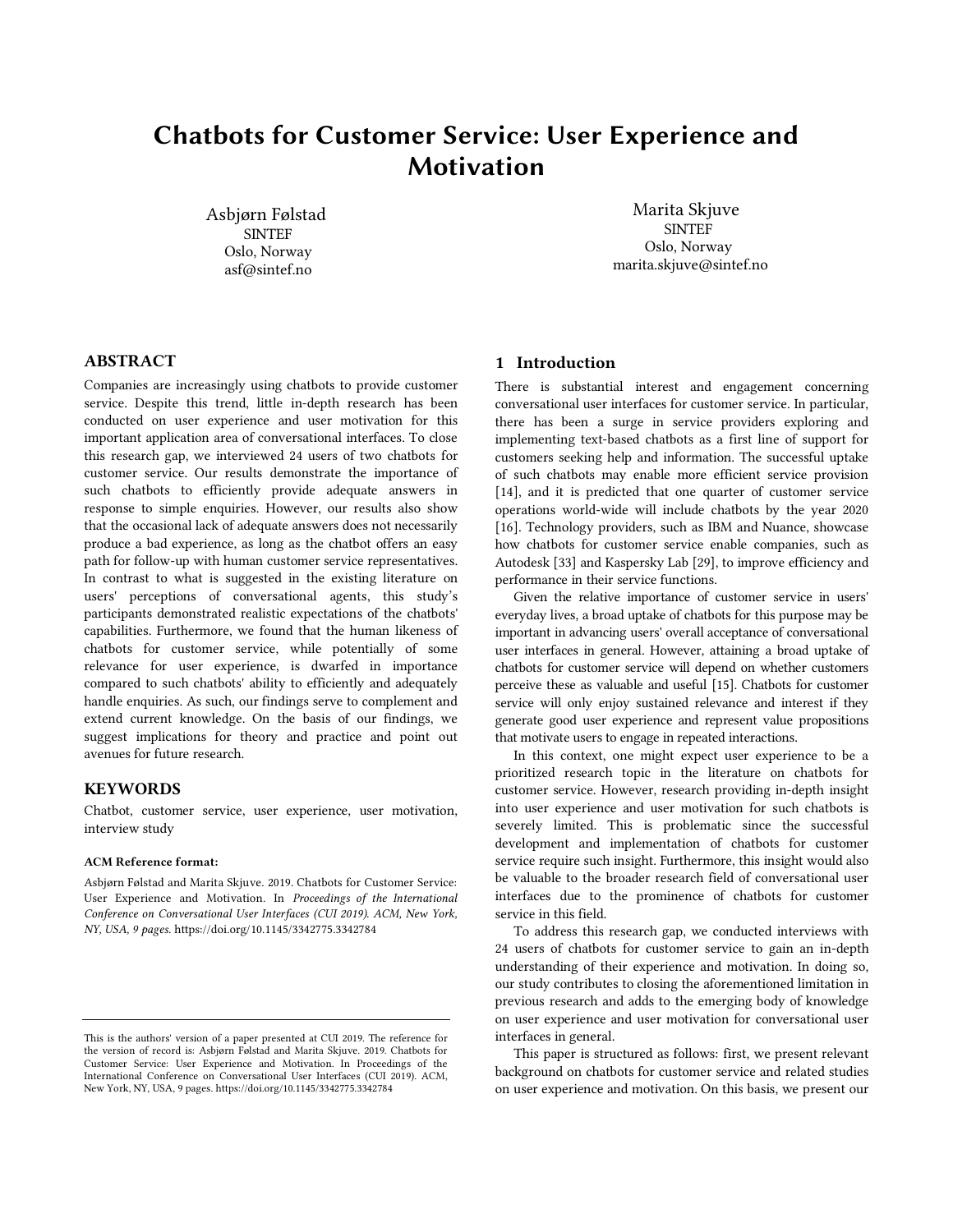# Chatbots for Customer Service: User Experience and Motivation

Asbjørn Følstad
SINTEF
Oslo, Norway
asf@sintef.no

Marita Skjuve
SINTEF
Oslo, Norway
marita.skjuve@sintef.no

## ABSTRACT

Companies are increasingly using chatbots to provide customer service. Despite this trend, little in-depth research has been conducted on user experience and user motivation for this important application area of conversational interfaces. To close this research gap, we interviewed 24 users of two chatbots for customer service. Our results demonstrate the importance of such chatbots to efficiently provide adequate answers in response to simple enquiries. However, our results also show that the occasional lack of adequate answers does not necessarily produce a bad experience, as long as the chatbot offers an easy path for follow-up with human customer service representatives. In contrast to what is suggested in the existing literature on users' perceptions of conversational agents, this study's participants demonstrated realistic expectations of the chatbots' capabilities. Furthermore, we found that the human likeness of chatbots for customer service, while potentially of some relevance for user experience, is dwarfed in importance compared to such chatbots' ability to efficiently and adequately handle enquiries. As such, our findings serve to complement and extend current knowledge. On the basis of our findings, we suggest implications for theory and practice and point out avenues for future research.

## KEYWORDS

Chatbot, customer service, user experience, user motivation, interview study

**ACM Reference format:**

Asbjørn Følstad and Marita Skjuve. 2019. Chatbots for Customer Service: User Experience and Motivation. In *Proceedings of the International Conference on Conversational User Interfaces (CUI 2019). ACM, New York, NY, USA, 9 pages.* https://doi.org/10.1145/3342775.3342784

This is the authors' version of a paper presented at CUI 2019. The reference for the version of record is: Asbjørn Følstad and Marita Skjuve. 2019. Chatbots for Customer Service: User Experience and Motivation. In Proceedings of the International Conference on Conversational User Interfaces (CUI 2019). ACM, New York, NY, USA, 9 pages. https://doi.org/10.1145/3342775.3342784

## 1 Introduction

There is substantial interest and engagement concerning conversational user interfaces for customer service. In particular, there has been a surge in service providers exploring and implementing text-based chatbots as a first line of support for customers seeking help and information. The successful uptake of such chatbots may enable more efficient service provision [14], and it is predicted that one quarter of customer service operations world-wide will include chatbots by the year 2020 [16]. Technology providers, such as IBM and Nuance, showcase how chatbots for customer service enable companies, such as Autodesk [33] and Kaspersky Lab [29], to improve efficiency and performance in their service functions.

Given the relative importance of customer service in users' everyday lives, a broad uptake of chatbots for this purpose may be important in advancing users' overall acceptance of conversational user interfaces in general. However, attaining a broad uptake of chatbots for customer service will depend on whether customers perceive these as valuable and useful [15]. Chatbots for customer service will only enjoy sustained relevance and interest if they generate good user experience and represent value propositions that motivate users to engage in repeated interactions.

In this context, one might expect user experience to be a prioritized research topic in the literature on chatbots for customer service. However, research providing in-depth insight into user experience and user motivation for such chatbots is severely limited. This is problematic since the successful development and implementation of chatbots for customer service require such insight. Furthermore, this insight would also be valuable to the broader research field of conversational user interfaces due to the prominence of chatbots for customer service in this field.

To address this research gap, we conducted interviews with 24 users of chatbots for customer service to gain an in-depth understanding of their experience and motivation. In doing so, our study contributes to closing the aforementioned limitation in previous research and adds to the emerging body of knowledge on user experience and user motivation for conversational user interfaces in general.

This paper is structured as follows: first, we present relevant background on chatbots for customer service and related studies on user experience and motivation. On this basis, we present our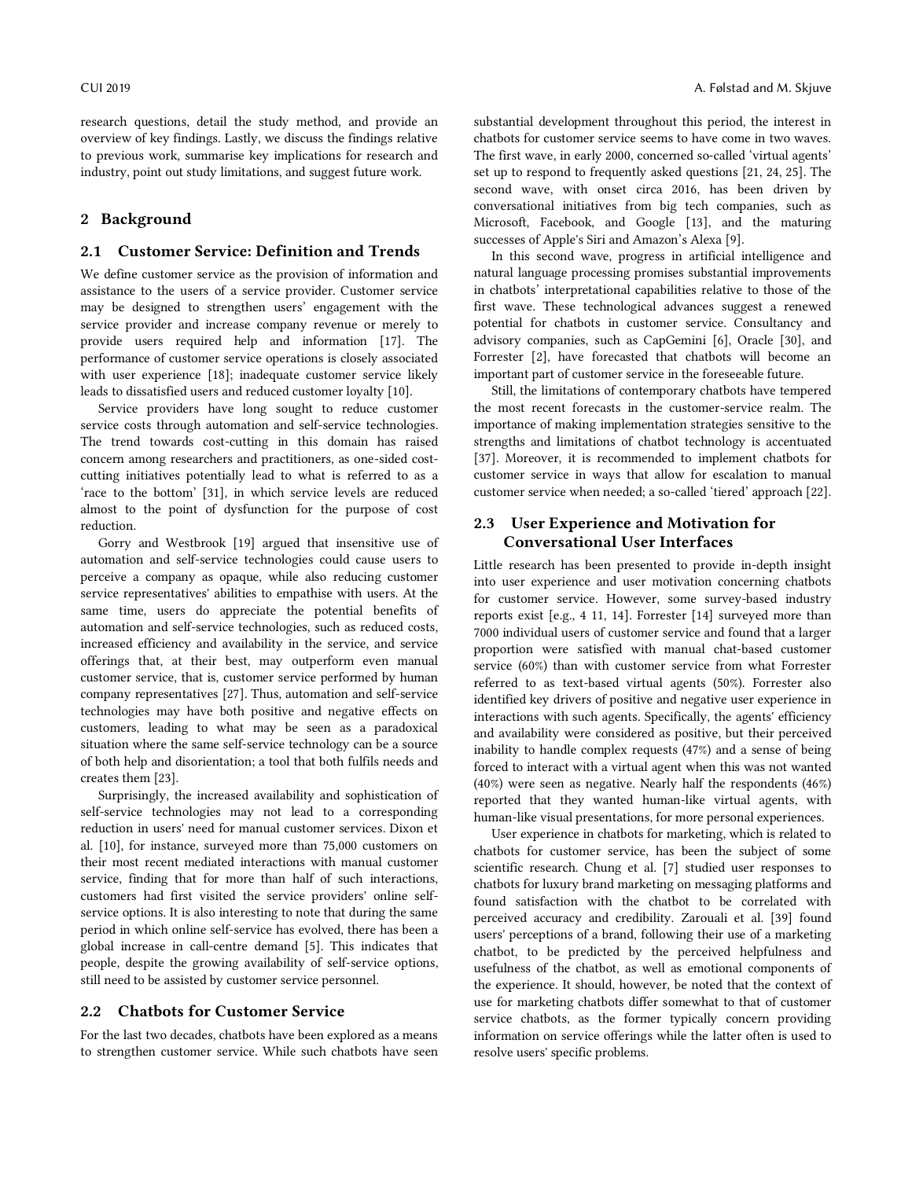research questions, detail the study method, and provide an overview of key findings. Lastly, we discuss the findings relative to previous work, summarise key implications for research and industry, point out study limitations, and suggest future work.

## 2 Background

### 2.1 Customer Service: Definition and Trends

We define customer service as the provision of information and assistance to the users of a service provider. Customer service may be designed to strengthen users' engagement with the service provider and increase company revenue or merely to provide users required help and information [17]. The performance of customer service operations is closely associated with user experience [18]; inadequate customer service likely leads to dissatisfied users and reduced customer loyalty [10].

Service providers have long sought to reduce customer service costs through automation and self-service technologies. The trend towards cost-cutting in this domain has raised concern among researchers and practitioners, as one-sided cost-cutting initiatives potentially lead to what is referred to as a 'race to the bottom' [31], in which service levels are reduced almost to the point of dysfunction for the purpose of cost reduction.

Gorry and Westbrook [19] argued that insensitive use of automation and self-service technologies could cause users to perceive a company as opaque, while also reducing customer service representatives' abilities to empathise with users. At the same time, users do appreciate the potential benefits of automation and self-service technologies, such as reduced costs, increased efficiency and availability in the service, and service offerings that, at their best, may outperform even manual customer service, that is, customer service performed by human company representatives [27]. Thus, automation and self-service technologies may have both positive and negative effects on customers, leading to what may be seen as a paradoxical situation where the same self-service technology can be a source of both help and disorientation; a tool that both fulfils needs and creates them [23].

Surprisingly, the increased availability and sophistication of self-service technologies may not lead to a corresponding reduction in users' need for manual customer services. Dixon et al. [10], for instance, surveyed more than 75,000 customers on their most recent mediated interactions with manual customer service, finding that for more than half of such interactions, customers had first visited the service providers' online self-service options. It is also interesting to note that during the same period in which online self-service has evolved, there has been a global increase in call-centre demand [5]. This indicates that people, despite the growing availability of self-service options, still need to be assisted by customer service personnel.

### 2.2 Chatbots for Customer Service

For the last two decades, chatbots have been explored as a means to strengthen customer service. While such chatbots have seen substantial development throughout this period, the interest in chatbots for customer service seems to have come in two waves. The first wave, in early 2000, concerned so-called 'virtual agents' set up to respond to frequently asked questions [21, 24, 25]. The second wave, with onset circa 2016, has been driven by conversational initiatives from big tech companies, such as Microsoft, Facebook, and Google [13], and the maturing successes of Apple's Siri and Amazon's Alexa [9].

In this second wave, progress in artificial intelligence and natural language processing promises substantial improvements in chatbots' interpretational capabilities relative to those of the first wave. These technological advances suggest a renewed potential for chatbots in customer service. Consultancy and advisory companies, such as CapGemini [6], Oracle [30], and Forrester [2], have forecasted that chatbots will become an important part of customer service in the foreseeable future.

Still, the limitations of contemporary chatbots have tempered the most recent forecasts in the customer-service realm. The importance of making implementation strategies sensitive to the strengths and limitations of chatbot technology is accentuated [37]. Moreover, it is recommended to implement chatbots for customer service in ways that allow for escalation to manual customer service when needed; a so-called 'tiered' approach [22].

### 2.3 User Experience and Motivation for Conversational User Interfaces

Little research has been presented to provide in-depth insight into user experience and user motivation concerning chatbots for customer service. However, some survey-based industry reports exist [e.g., 4 11, 14]. Forrester [14] surveyed more than 7000 individual users of customer service and found that a larger proportion were satisfied with manual chat-based customer service (60%) than with customer service from what Forrester referred to as text-based virtual agents (50%). Forrester also identified key drivers of positive and negative user experience in interactions with such agents. Specifically, the agents' efficiency and availability were considered as positive, but their perceived inability to handle complex requests (47%) and a sense of being forced to interact with a virtual agent when this was not wanted (40%) were seen as negative. Nearly half the respondents (46%) reported that they wanted human-like virtual agents, with human-like visual presentations, for more personal experiences.

User experience in chatbots for marketing, which is related to chatbots for customer service, has been the subject of some scientific research. Chung et al. [7] studied user responses to chatbots for luxury brand marketing on messaging platforms and found satisfaction with the chatbot to be correlated with perceived accuracy and credibility. Zarouali et al. [39] found users' perceptions of a brand, following their use of a marketing chatbot, to be predicted by the perceived helpfulness and usefulness of the chatbot, as well as emotional components of the experience. It should, however, be noted that the context of use for marketing chatbots differ somewhat to that of customer service chatbots, as the former typically concern providing information on service offerings while the latter often is used to resolve users' specific problems.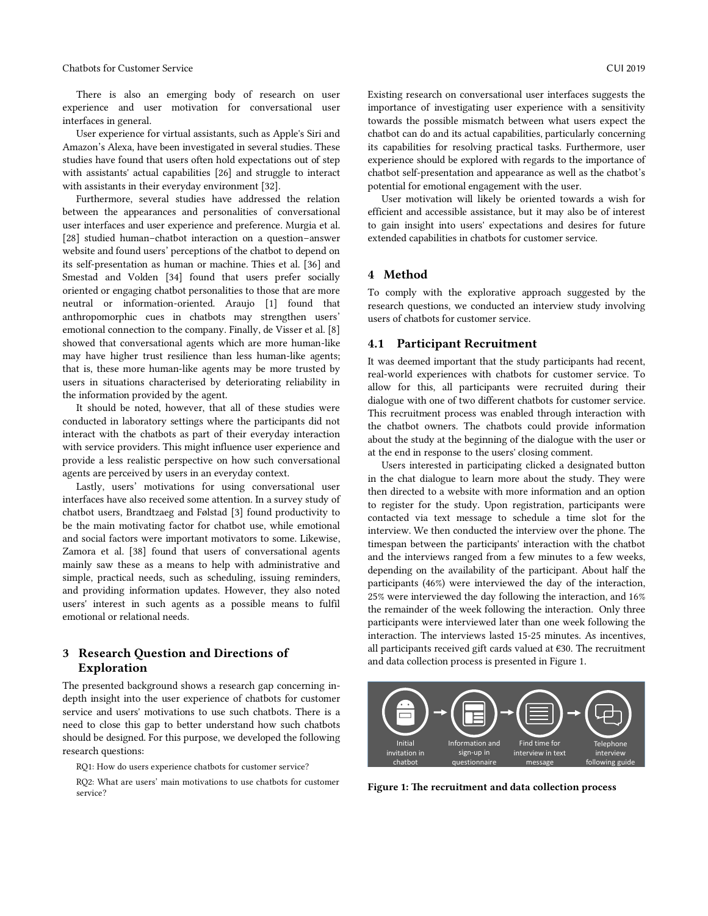There is also an emerging body of research on user experience and user motivation for conversational user interfaces in general.

User experience for virtual assistants, such as Apple's Siri and Amazon's Alexa, have been investigated in several studies. These studies have found that users often hold expectations out of step with assistants' actual capabilities [26] and struggle to interact with assistants in their everyday environment [32].

Furthermore, several studies have addressed the relation between the appearances and personalities of conversational user interfaces and user experience and preference. Murgia et al. [28] studied human–chatbot interaction on a question–answer website and found users' perceptions of the chatbot to depend on its self-presentation as human or machine. Thies et al. [36] and Smestad and Volden [34] found that users prefer socially oriented or engaging chatbot personalities to those that are more neutral or information-oriented. Araujo [1] found that anthropomorphic cues in chatbots may strengthen users' emotional connection to the company. Finally, de Visser et al. [8] showed that conversational agents which are more human-like may have higher trust resilience than less human-like agents; that is, these more human-like agents may be more trusted by users in situations characterised by deteriorating reliability in the information provided by the agent.

It should be noted, however, that all of these studies were conducted in laboratory settings where the participants did not interact with the chatbots as part of their everyday interaction with service providers. This might influence user experience and provide a less realistic perspective on how such conversational agents are perceived by users in an everyday context.

Lastly, users' motivations for using conversational user interfaces have also received some attention. In a survey study of chatbot users, Brandtzaeg and Følstad [3] found productivity to be the main motivating factor for chatbot use, while emotional and social factors were important motivators to some. Likewise, Zamora et al. [38] found that users of conversational agents mainly saw these as a means to help with administrative and simple, practical needs, such as scheduling, issuing reminders, and providing information updates. However, they also noted users' interest in such agents as a possible means to fulfil emotional or relational needs.

## 3 Research Question and Directions of Exploration

The presented background shows a research gap concerning in-depth insight into the user experience of chatbots for customer service and users' motivations to use such chatbots. There is a need to close this gap to better understand how such chatbots should be designed. For this purpose, we developed the following research questions:

RQ1: How do users experience chatbots for customer service?

RQ2: What are users' main motivations to use chatbots for customer service?

Existing research on conversational user interfaces suggests the importance of investigating user experience with a sensitivity towards the possible mismatch between what users expect the chatbot can do and its actual capabilities, particularly concerning its capabilities for resolving practical tasks. Furthermore, user experience should be explored with regards to the importance of chatbot self-presentation and appearance as well as the chatbot's potential for emotional engagement with the user.

User motivation will likely be oriented towards a wish for efficient and accessible assistance, but it may also be of interest to gain insight into users' expectations and desires for future extended capabilities in chatbots for customer service.

## 4 Method

To comply with the explorative approach suggested by the research questions, we conducted an interview study involving users of chatbots for customer service.

### 4.1 Participant Recruitment

It was deemed important that the study participants had recent, real-world experiences with chatbots for customer service. To allow for this, all participants were recruited during their dialogue with one of two different chatbots for customer service. This recruitment process was enabled through interaction with the chatbot owners. The chatbots could provide information about the study at the beginning of the dialogue with the user or at the end in response to the users' closing comment.

Users interested in participating clicked a designated button in the chat dialogue to learn more about the study. They were then directed to a website with more information and an option to register for the study. Upon registration, participants were contacted via text message to schedule a time slot for the interview. We then conducted the interview over the phone. The timespan between the participants' interaction with the chatbot and the interviews ranged from a few minutes to a few weeks, depending on the availability of the participant. About half the participants (46%) were interviewed the day of the interaction, 25% were interviewed the day following the interaction, and 16% the remainder of the week following the interaction. Only three participants were interviewed later than one week following the interaction. The interviews lasted 15-25 minutes. As incentives, all participants received gift cards valued at €30. The recruitment and data collection process is presented in Figure 1.

Initial invitation in chatbot → Information and sign-up in questionnaire → Find time for interview in text message → Telephone interview following guide

**Figure 1: The recruitment and data collection process**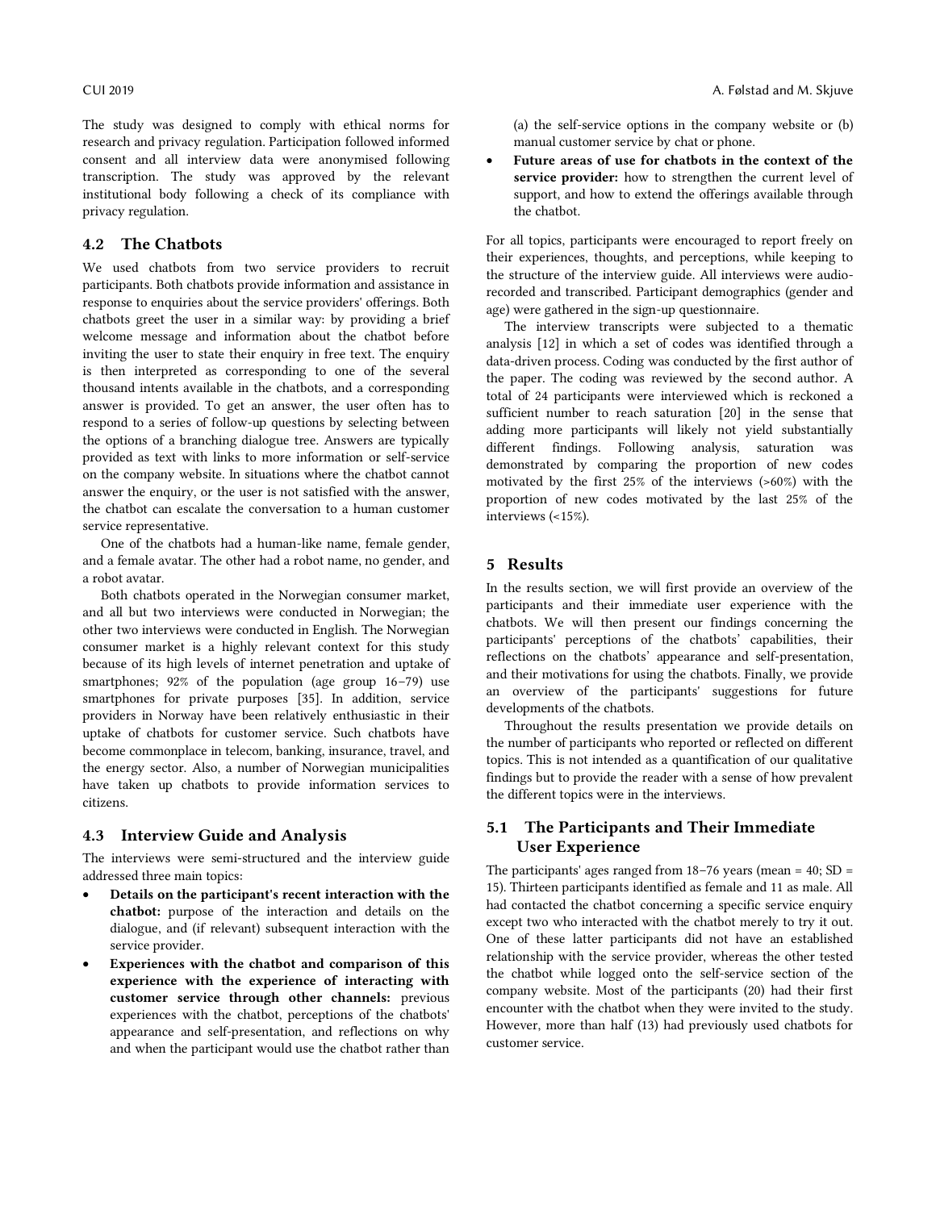The study was designed to comply with ethical norms for research and privacy regulation. Participation followed informed consent and all interview data were anonymised following transcription. The study was approved by the relevant institutional body following a check of its compliance with privacy regulation.

### 4.2 The Chatbots

We used chatbots from two service providers to recruit participants. Both chatbots provide information and assistance in response to enquiries about the service providers' offerings. Both chatbots greet the user in a similar way: by providing a brief welcome message and information about the chatbot before inviting the user to state their enquiry in free text. The enquiry is then interpreted as corresponding to one of the several thousand intents available in the chatbots, and a corresponding answer is provided. To get an answer, the user often has to respond to a series of follow-up questions by selecting between the options of a branching dialogue tree. Answers are typically provided as text with links to more information or self-service on the company website. In situations where the chatbot cannot answer the enquiry, or the user is not satisfied with the answer, the chatbot can escalate the conversation to a human customer service representative.

One of the chatbots had a human-like name, female gender, and a female avatar. The other had a robot name, no gender, and a robot avatar.

Both chatbots operated in the Norwegian consumer market, and all but two interviews were conducted in Norwegian; the other two interviews were conducted in English. The Norwegian consumer market is a highly relevant context for this study because of its high levels of internet penetration and uptake of smartphones; 92% of the population (age group 16–79) use smartphones for private purposes [35]. In addition, service providers in Norway have been relatively enthusiastic in their uptake of chatbots for customer service. Such chatbots have become commonplace in telecom, banking, insurance, travel, and the energy sector. Also, a number of Norwegian municipalities have taken up chatbots to provide information services to citizens.

### 4.3 Interview Guide and Analysis

The interviews were semi-structured and the interview guide addressed three main topics:

- **Details on the participant's recent interaction with the chatbot:** purpose of the interaction and details on the dialogue, and (if relevant) subsequent interaction with the service provider.
- **Experiences with the chatbot and comparison of this experience with the experience of interacting with customer service through other channels:** previous experiences with the chatbot, perceptions of the chatbots' appearance and self-presentation, and reflections on why and when the participant would use the chatbot rather than (a) the self-service options in the company website or (b) manual customer service by chat or phone.
- **Future areas of use for chatbots in the context of the service provider:** how to strengthen the current level of support, and how to extend the offerings available through the chatbot.

For all topics, participants were encouraged to report freely on their experiences, thoughts, and perceptions, while keeping to the structure of the interview guide. All interviews were audio-recorded and transcribed. Participant demographics (gender and age) were gathered in the sign-up questionnaire.

The interview transcripts were subjected to a thematic analysis [12] in which a set of codes was identified through a data-driven process. Coding was conducted by the first author of the paper. The coding was reviewed by the second author. A total of 24 participants were interviewed which is reckoned a sufficient number to reach saturation [20] in the sense that adding more participants will likely not yield substantially different findings. Following analysis, saturation was demonstrated by comparing the proportion of new codes motivated by the first 25% of the interviews (>60%) with the proportion of new codes motivated by the last 25% of the interviews (<15%).

## 5 Results

In the results section, we will first provide an overview of the participants and their immediate user experience with the chatbots. We will then present our findings concerning the participants' perceptions of the chatbots' capabilities, their reflections on the chatbots' appearance and self-presentation, and their motivations for using the chatbots. Finally, we provide an overview of the participants' suggestions for future developments of the chatbots.

Throughout the results presentation we provide details on the number of participants who reported or reflected on different topics. This is not intended as a quantification of our qualitative findings but to provide the reader with a sense of how prevalent the different topics were in the interviews.

### 5.1 The Participants and Their Immediate User Experience

The participants' ages ranged from 18–76 years (mean = 40; SD = 15). Thirteen participants identified as female and 11 as male. All had contacted the chatbot concerning a specific service enquiry except two who interacted with the chatbot merely to try it out. One of these latter participants did not have an established relationship with the service provider, whereas the other tested the chatbot while logged onto the self-service section of the company website. Most of the participants (20) had their first encounter with the chatbot when they were invited to the study. However, more than half (13) had previously used chatbots for customer service.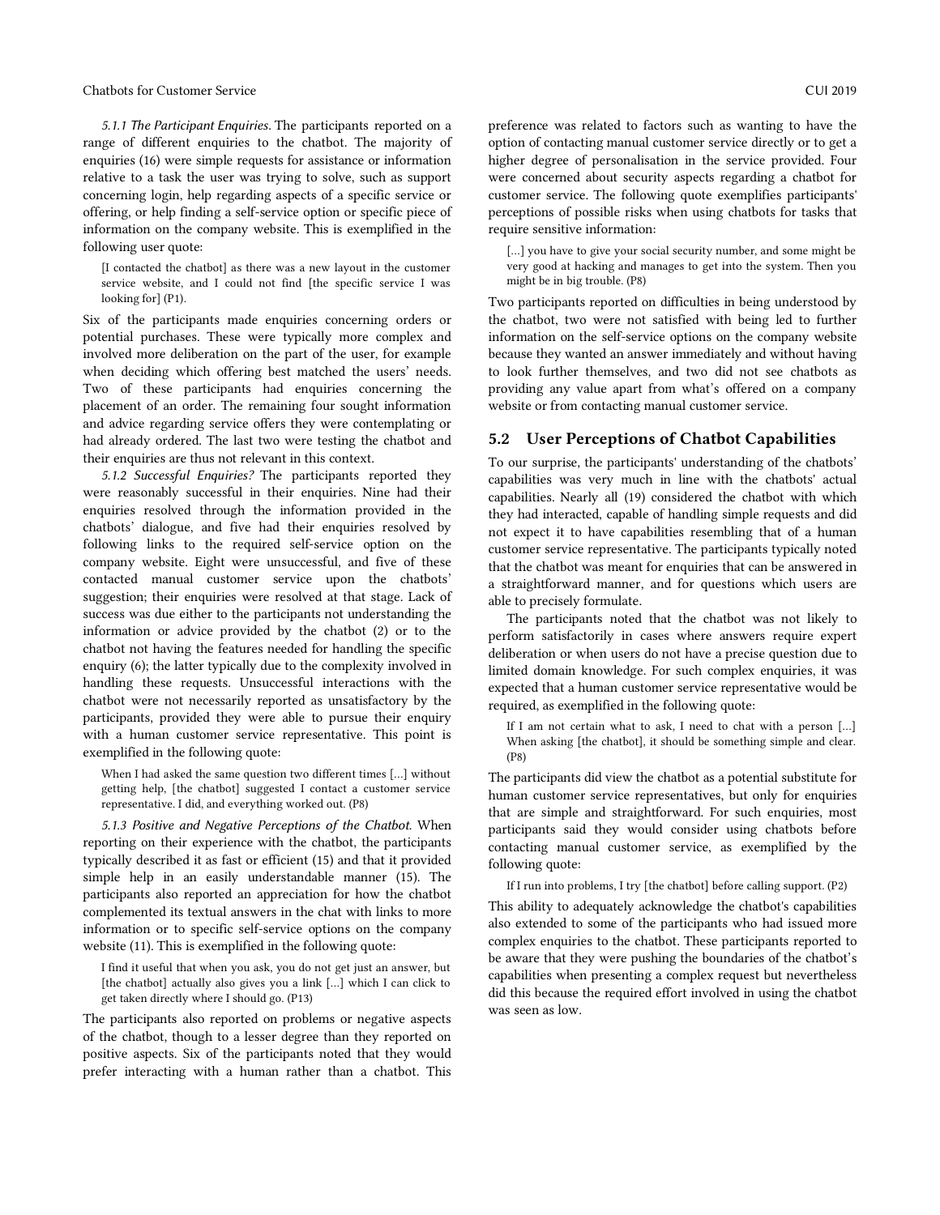*5.1.1 The Participant Enquiries.* The participants reported on a range of different enquiries to the chatbot. The majority of enquiries (16) were simple requests for assistance or information relative to a task the user was trying to solve, such as support concerning login, help regarding aspects of a specific service or offering, or help finding a self-service option or specific piece of information on the company website. This is exemplified in the following user quote:

> [I contacted the chatbot] as there was a new layout in the customer service website, and I could not find [the specific service I was looking for] (P1).

Six of the participants made enquiries concerning orders or potential purchases. These were typically more complex and involved more deliberation on the part of the user, for example when deciding which offering best matched the users' needs. Two of these participants had enquiries concerning the placement of an order. The remaining four sought information and advice regarding service offers they were contemplating or had already ordered. The last two were testing the chatbot and their enquiries are thus not relevant in this context.

*5.1.2 Successful Enquiries?* The participants reported they were reasonably successful in their enquiries. Nine had their enquiries resolved through the information provided in the chatbots' dialogue, and five had their enquiries resolved by following links to the required self-service option on the company website. Eight were unsuccessful, and five of these contacted manual customer service upon the chatbots' suggestion; their enquiries were resolved at that stage. Lack of success was due either to the participants not understanding the information or advice provided by the chatbot (2) or to the chatbot not having the features needed for handling the specific enquiry (6); the latter typically due to the complexity involved in handling these requests. Unsuccessful interactions with the chatbot were not necessarily reported as unsatisfactory by the participants, provided they were able to pursue their enquiry with a human customer service representative. This point is exemplified in the following quote:

> When I had asked the same question two different times […] without getting help, [the chatbot] suggested I contact a customer service representative. I did, and everything worked out. (P8)

*5.1.3 Positive and Negative Perceptions of the Chatbot.* When reporting on their experience with the chatbot, the participants typically described it as fast or efficient (15) and that it provided simple help in an easily understandable manner (15). The participants also reported an appreciation for how the chatbot complemented its textual answers in the chat with links to more information or to specific self-service options on the company website (11). This is exemplified in the following quote:

> I find it useful that when you ask, you do not get just an answer, but [the chatbot] actually also gives you a link […] which I can click to get taken directly where I should go. (P13)

The participants also reported on problems or negative aspects of the chatbot, though to a lesser degree than they reported on positive aspects. Six of the participants noted that they would prefer interacting with a human rather than a chatbot. This preference was related to factors such as wanting to have the option of contacting manual customer service directly or to get a higher degree of personalisation in the service provided. Four were concerned about security aspects regarding a chatbot for customer service. The following quote exemplifies participants' perceptions of possible risks when using chatbots for tasks that require sensitive information:

> […] you have to give your social security number, and some might be very good at hacking and manages to get into the system. Then you might be in big trouble. (P8)

Two participants reported on difficulties in being understood by the chatbot, two were not satisfied with being led to further information on the self-service options on the company website because they wanted an answer immediately and without having to look further themselves, and two did not see chatbots as providing any value apart from what's offered on a company website or from contacting manual customer service.

## 5.2 User Perceptions of Chatbot Capabilities

To our surprise, the participants' understanding of the chatbots' capabilities was very much in line with the chatbots' actual capabilities. Nearly all (19) considered the chatbot with which they had interacted, capable of handling simple requests and did not expect it to have capabilities resembling that of a human customer service representative. The participants typically noted that the chatbot was meant for enquiries that can be answered in a straightforward manner, and for questions which users are able to precisely formulate.

The participants noted that the chatbot was not likely to perform satisfactorily in cases where answers require expert deliberation or when users do not have a precise question due to limited domain knowledge. For such complex enquiries, it was expected that a human customer service representative would be required, as exemplified in the following quote:

> If I am not certain what to ask, I need to chat with a person […] When asking [the chatbot], it should be something simple and clear. (P8)

The participants did view the chatbot as a potential substitute for human customer service representatives, but only for enquiries that are simple and straightforward. For such enquiries, most participants said they would consider using chatbots before contacting manual customer service, as exemplified by the following quote:

> If I run into problems, I try [the chatbot] before calling support. (P2)

This ability to adequately acknowledge the chatbot's capabilities also extended to some of the participants who had issued more complex enquiries to the chatbot. These participants reported to be aware that they were pushing the boundaries of the chatbot's capabilities when presenting a complex request but nevertheless did this because the required effort involved in using the chatbot was seen as low.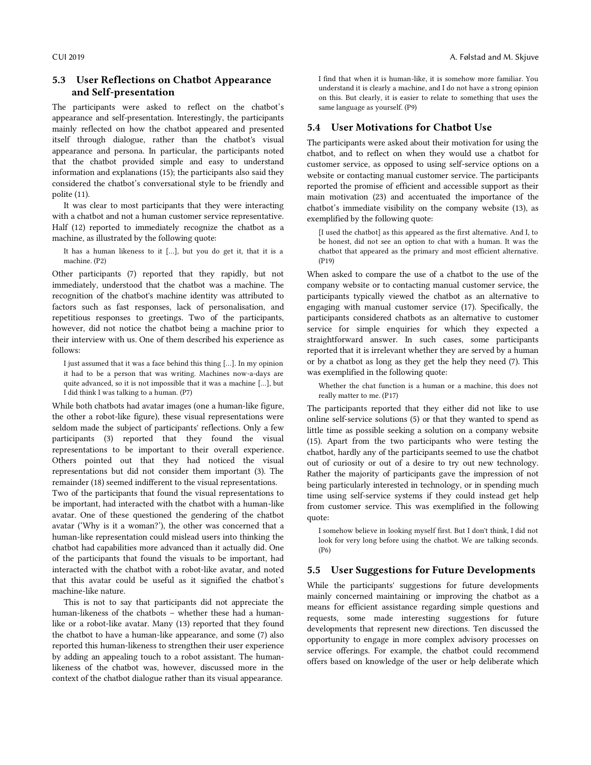### 5.3 User Reflections on Chatbot Appearance and Self-presentation

The participants were asked to reflect on the chatbot's appearance and self-presentation. Interestingly, the participants mainly reflected on how the chatbot appeared and presented itself through dialogue, rather than the chatbot's visual appearance and persona. In particular, the participants noted that the chatbot provided simple and easy to understand information and explanations (15); the participants also said they considered the chatbot's conversational style to be friendly and polite (11).

It was clear to most participants that they were interacting with a chatbot and not a human customer service representative. Half (12) reported to immediately recognize the chatbot as a machine, as illustrated by the following quote:

> It has a human likeness to it [...], but you do get it, that it is a machine. (P2)

Other participants (7) reported that they rapidly, but not immediately, understood that the chatbot was a machine. The recognition of the chatbot's machine identity was attributed to factors such as fast responses, lack of personalisation, and repetitious responses to greetings. Two of the participants, however, did not notice the chatbot being a machine prior to their interview with us. One of them described his experience as follows:

> I just assumed that it was a face behind this thing [...]. In my opinion it had to be a person that was writing. Machines now-a-days are quite advanced, so it is not impossible that it was a machine [...], but I did think I was talking to a human. (P7)

While both chatbots had avatar images (one a human-like figure, the other a robot-like figure), these visual representations were seldom made the subject of participants' reflections. Only a few participants (3) reported that they found the visual representations to be important to their overall experience. Others pointed out that they had noticed the visual representations but did not consider them important (3). The remainder (18) seemed indifferent to the visual representations.

Two of the participants that found the visual representations to be important, had interacted with the chatbot with a human-like avatar. One of these questioned the gendering of the chatbot avatar ('Why is it a woman?'), the other was concerned that a human-like representation could mislead users into thinking the chatbot had capabilities more advanced than it actually did. One of the participants that found the visuals to be important, had interacted with the chatbot with a robot-like avatar, and noted that this avatar could be useful as it signified the chatbot's machine-like nature.

This is not to say that participants did not appreciate the human-likeness of the chatbots – whether these had a human-like or a robot-like avatar. Many (13) reported that they found the chatbot to have a human-like appearance, and some (7) also reported this human-likeness to strengthen their user experience by adding an appealing touch to a robot assistant. The human-likeness of the chatbot was, however, discussed more in the context of the chatbot dialogue rather than its visual appearance.

> I find that when it is human-like, it is somehow more familiar. You understand it is clearly a machine, and I do not have a strong opinion on this. But clearly, it is easier to relate to something that uses the same language as yourself. (P9)

### 5.4 User Motivations for Chatbot Use

The participants were asked about their motivation for using the chatbot, and to reflect on when they would use a chatbot for customer service, as opposed to using self-service options on a website or contacting manual customer service. The participants reported the promise of efficient and accessible support as their main motivation (23) and accentuated the importance of the chatbot's immediate visibility on the company website (13), as exemplified by the following quote:

> [I used the chatbot] as this appeared as the first alternative. And I, to be honest, did not see an option to chat with a human. It was the chatbot that appeared as the primary and most efficient alternative. (P19)

When asked to compare the use of a chatbot to the use of the company website or to contacting manual customer service, the participants typically viewed the chatbot as an alternative to engaging with manual customer service (17). Specifically, the participants considered chatbots as an alternative to customer service for simple enquiries for which they expected a straightforward answer. In such cases, some participants reported that it is irrelevant whether they are served by a human or by a chatbot as long as they get the help they need (7). This was exemplified in the following quote:

> Whether the chat function is a human or a machine, this does not really matter to me. (P17)

The participants reported that they either did not like to use online self-service solutions (5) or that they wanted to spend as little time as possible seeking a solution on a company website (15). Apart from the two participants who were testing the chatbot, hardly any of the participants seemed to use the chatbot out of curiosity or out of a desire to try out new technology. Rather the majority of participants gave the impression of not being particularly interested in technology, or in spending much time using self-service systems if they could instead get help from customer service. This was exemplified in the following quote:

> I somehow believe in looking myself first. But I don't think, I did not look for very long before using the chatbot. We are talking seconds. (P6)

### 5.5 User Suggestions for Future Developments

While the participants' suggestions for future developments mainly concerned maintaining or improving the chatbot as a means for efficient assistance regarding simple questions and requests, some made interesting suggestions for future developments that represent new directions. Ten discussed the opportunity to engage in more complex advisory processes on service offerings. For example, the chatbot could recommend offers based on knowledge of the user or help deliberate which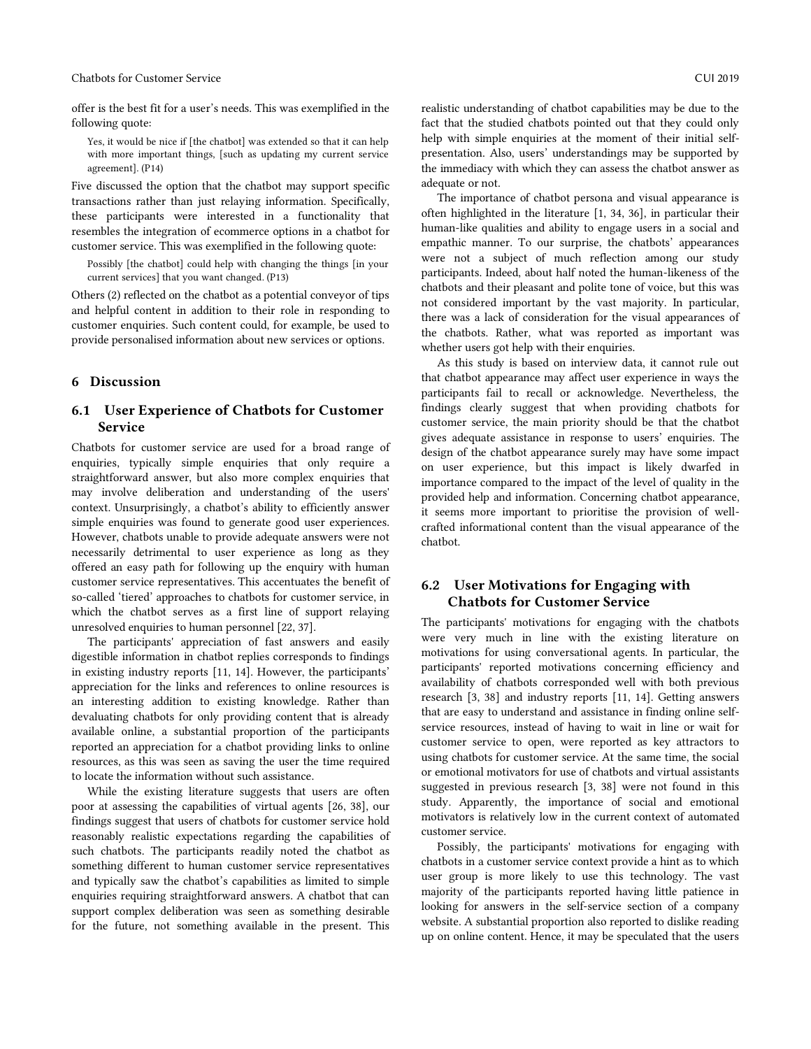offer is the best fit for a user's needs. This was exemplified in the following quote:

> Yes, it would be nice if [the chatbot] was extended so that it can help with more important things, [such as updating my current service agreement]. (P14)

Five discussed the option that the chatbot may support specific transactions rather than just relaying information. Specifically, these participants were interested in a functionality that resembles the integration of ecommerce options in a chatbot for customer service. This was exemplified in the following quote:

> Possibly [the chatbot] could help with changing the things [in your current services] that you want changed. (P13)

Others (2) reflected on the chatbot as a potential conveyor of tips and helpful content in addition to their role in responding to customer enquiries. Such content could, for example, be used to provide personalised information about new services or options.

## 6 Discussion

### 6.1 User Experience of Chatbots for Customer Service

Chatbots for customer service are used for a broad range of enquiries, typically simple enquiries that only require a straightforward answer, but also more complex enquiries that may involve deliberation and understanding of the users' context. Unsurprisingly, a chatbot's ability to efficiently answer simple enquiries was found to generate good user experiences. However, chatbots unable to provide adequate answers were not necessarily detrimental to user experience as long as they offered an easy path for following up the enquiry with human customer service representatives. This accentuates the benefit of so-called 'tiered' approaches to chatbots for customer service, in which the chatbot serves as a first line of support relaying unresolved enquiries to human personnel [22, 37].

The participants' appreciation of fast answers and easily digestible information in chatbot replies corresponds to findings in existing industry reports [11, 14]. However, the participants' appreciation for the links and references to online resources is an interesting addition to existing knowledge. Rather than devaluating chatbots for only providing content that is already available online, a substantial proportion of the participants reported an appreciation for a chatbot providing links to online resources, as this was seen as saving the user the time required to locate the information without such assistance.

While the existing literature suggests that users are often poor at assessing the capabilities of virtual agents [26, 38], our findings suggest that users of chatbots for customer service hold reasonably realistic expectations regarding the capabilities of such chatbots. The participants readily noted the chatbot as something different to human customer service representatives and typically saw the chatbot's capabilities as limited to simple enquiries requiring straightforward answers. A chatbot that can support complex deliberation was seen as something desirable for the future, not something available in the present. This realistic understanding of chatbot capabilities may be due to the fact that the studied chatbots pointed out that they could only help with simple enquiries at the moment of their initial self-presentation. Also, users' understandings may be supported by the immediacy with which they can assess the chatbot answer as adequate or not.

The importance of chatbot persona and visual appearance is often highlighted in the literature [1, 34, 36], in particular their human-like qualities and ability to engage users in a social and empathic manner. To our surprise, the chatbots' appearances were not a subject of much reflection among our study participants. Indeed, about half noted the human-likeness of the chatbots and their pleasant and polite tone of voice, but this was not considered important by the vast majority. In particular, there was a lack of consideration for the visual appearances of the chatbots. Rather, what was reported as important was whether users got help with their enquiries.

As this study is based on interview data, it cannot rule out that chatbot appearance may affect user experience in ways the participants fail to recall or acknowledge. Nevertheless, the findings clearly suggest that when providing chatbots for customer service, the main priority should be that the chatbot gives adequate assistance in response to users' enquiries. The design of the chatbot appearance surely may have some impact on user experience, but this impact is likely dwarfed in importance compared to the impact of the level of quality in the provided help and information. Concerning chatbot appearance, it seems more important to prioritise the provision of well-crafted informational content than the visual appearance of the chatbot.

### 6.2 User Motivations for Engaging with Chatbots for Customer Service

The participants' motivations for engaging with the chatbots were very much in line with the existing literature on motivations for using conversational agents. In particular, the participants' reported motivations concerning efficiency and availability of chatbots corresponded well with both previous research [3, 38] and industry reports [11, 14]. Getting answers that are easy to understand and assistance in finding online self-service resources, instead of having to wait in line or wait for customer service to open, were reported as key attractors to using chatbots for customer service. At the same time, the social or emotional motivators for use of chatbots and virtual assistants suggested in previous research [3, 38] were not found in this study. Apparently, the importance of social and emotional motivators is relatively low in the current context of automated customer service.

Possibly, the participants' motivations for engaging with chatbots in a customer service context provide a hint as to which user group is more likely to use this technology. The vast majority of the participants reported having little patience in looking for answers in the self-service section of a company website. A substantial proportion also reported to dislike reading up on online content. Hence, it may be speculated that the users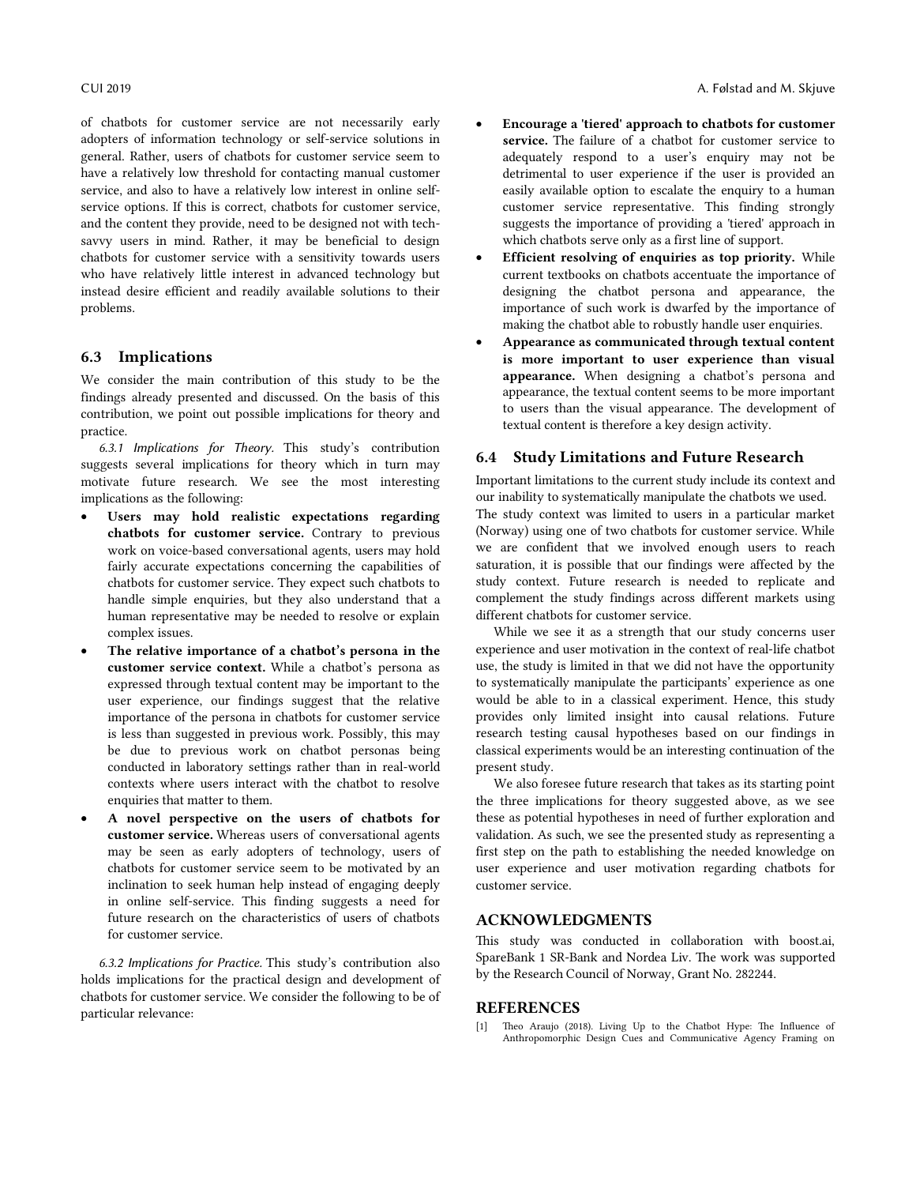of chatbots for customer service are not necessarily early adopters of information technology or self-service solutions in general. Rather, users of chatbots for customer service seem to have a relatively low threshold for contacting manual customer service, and also to have a relatively low interest in online self-service options. If this is correct, chatbots for customer service, and the content they provide, need to be designed not with tech-savvy users in mind. Rather, it may be beneficial to design chatbots for customer service with a sensitivity towards users who have relatively little interest in advanced technology but instead desire efficient and readily available solutions to their problems.

## 6.3 Implications

We consider the main contribution of this study to be the findings already presented and discussed. On the basis of this contribution, we point out possible implications for theory and practice.

*6.3.1 Implications for Theory.* This study's contribution suggests several implications for theory which in turn may motivate future research. We see the most interesting implications as the following:

- **Users may hold realistic expectations regarding chatbots for customer service.** Contrary to previous work on voice-based conversational agents, users may hold fairly accurate expectations concerning the capabilities of chatbots for customer service. They expect such chatbots to handle simple enquiries, but they also understand that a human representative may be needed to resolve or explain complex issues.
- **The relative importance of a chatbot's persona in the customer service context.** While a chatbot's persona as expressed through textual content may be important to the user experience, our findings suggest that the relative importance of the persona in chatbots for customer service is less than suggested in previous work. Possibly, this may be due to previous work on chatbot personas being conducted in laboratory settings rather than in real-world contexts where users interact with the chatbot to resolve enquiries that matter to them.
- **A novel perspective on the users of chatbots for customer service.** Whereas users of conversational agents may be seen as early adopters of technology, users of chatbots for customer service seem to be motivated by an inclination to seek human help instead of engaging deeply in online self-service. This finding suggests a need for future research on the characteristics of users of chatbots for customer service.

*6.3.2 Implications for Practice.* This study's contribution also holds implications for the practical design and development of chatbots for customer service. We consider the following to be of particular relevance:

- **Encourage a 'tiered' approach to chatbots for customer service.** The failure of a chatbot for customer service to adequately respond to a user's enquiry may not be detrimental to user experience if the user is provided an easily available option to escalate the enquiry to a human customer service representative. This finding strongly suggests the importance of providing a 'tiered' approach in which chatbots serve only as a first line of support.
- **Efficient resolving of enquiries as top priority.** While current textbooks on chatbots accentuate the importance of designing the chatbot persona and appearance, the importance of such work is dwarfed by the importance of making the chatbot able to robustly handle user enquiries.
- **Appearance as communicated through textual content is more important to user experience than visual appearance.** When designing a chatbot's persona and appearance, the textual content seems to be more important to users than the visual appearance. The development of textual content is therefore a key design activity.

## 6.4 Study Limitations and Future Research

Important limitations to the current study include its context and our inability to systematically manipulate the chatbots we used. The study context was limited to users in a particular market (Norway) using one of two chatbots for customer service. While we are confident that we involved enough users to reach saturation, it is possible that our findings were affected by the study context. Future research is needed to replicate and complement the study findings across different markets using different chatbots for customer service.

While we see it as a strength that our study concerns user experience and user motivation in the context of real-life chatbot use, the study is limited in that we did not have the opportunity to systematically manipulate the participants' experience as one would be able to in a classical experiment. Hence, this study provides only limited insight into causal relations. Future research testing causal hypotheses based on our findings in classical experiments would be an interesting continuation of the present study.

We also foresee future research that takes as its starting point the three implications for theory suggested above, as we see these as potential hypotheses in need of further exploration and validation. As such, we see the presented study as representing a first step on the path to establishing the needed knowledge on user experience and user motivation regarding chatbots for customer service.

## ACKNOWLEDGMENTS

This study was conducted in collaboration with boost.ai, SpareBank 1 SR-Bank and Nordea Liv. The work was supported by the Research Council of Norway, Grant No. 282244.

## REFERENCES

[1] Theo Araujo (2018). Living Up to the Chatbot Hype: The Influence of Anthropomorphic Design Cues and Communicative Agency Framing on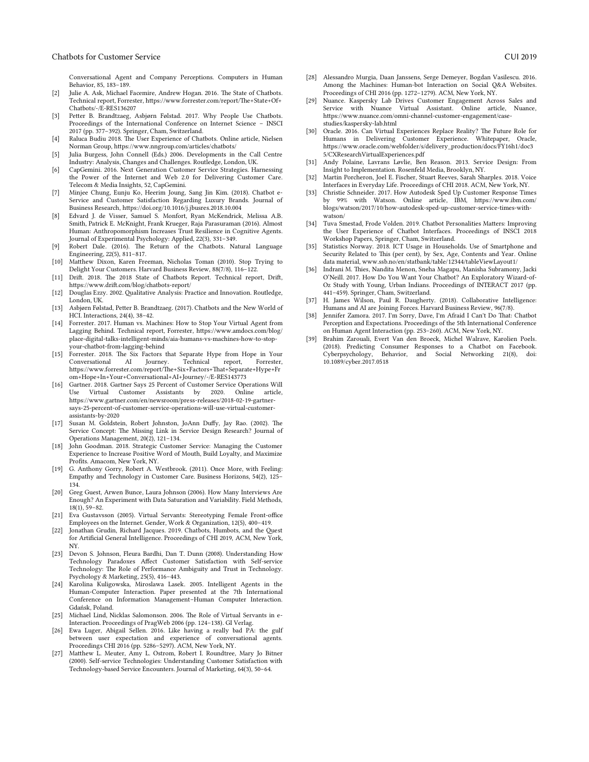Conversational Agent and Company Perceptions. Computers in Human Behavior, 85, 183–189.

[2] Julie A. Ask, Michael Facemire, Andrew Hogan. 2016. The State of Chatbots. Technical report, Forrester, https://www.forrester.com/report/The+State+Of+Chatbots/-/E-RES136207

[3] Petter B. Brandtzaeg, Asbjørn Følstad. 2017. Why People Use Chatbots. Proceedings of the International Conference on Internet Science – INSCI 2017 (pp. 377–392). Springer, Cham, Switzerland.

[4] Raluca Budiu 2018. The User Experience of Chatbots. Online article, Nielsen Norman Group, https://www.nngroup.com/articles/chatbots/

[5] Julia Burgess, John Connell (Eds.) 2006. Developments in the Call Centre Industry: Analysis, Changes and Challenges. Routledge, London, UK.

[6] CapGemini. 2016. Next Generation Customer Service Strategies. Harnessing the Power of the Internet and Web 2.0 for Delivering Customer Care. Telecom & Media Insights, 52, CapGemini.

[7] Minjee Chung, Eunju Ko, Heerim Joung, Sang Jin Kim. (2018). Chatbot e-Service and Customer Satisfaction Regarding Luxury Brands. Journal of Business Research, https://doi.org/10.1016/j.jbusres.2018.10.004

[8] Edvard J. de Visser, Samuel S. Monfort, Ryan McKendrick, Melissa A.B. Smith, Patrick E. McKnight, Frank Krueger, Raja Parasuraman (2016). Almost Human: Anthropomorphism Increases Trust Resilience in Cognitive Agents. Journal of Experimental Psychology: Applied, 22(3), 331–349.

[9] Robert Dale. (2016). The Return of the Chatbots. Natural Language Engineering, 22(5), 811–817.

[10] Matthew Dixon, Karen Freeman, Nicholas Toman (2010). Stop Trying to Delight Your Customers. Harvard Business Review, 88(7/8), 116–122.

[11] Drift. 2018. The 2018 State of Chatbots Report. Technical report, Drift, https://www.drift.com/blog/chatbots-report/

[12] Douglas Ezzy. 2002. Qualitative Analysis: Practice and Innovation. Routledge, London, UK.

[13] Asbjørn Følstad, Petter B. Brandtzaeg. (2017). Chatbots and the New World of HCI. Interactions, 24(4), 38–42.

[14] Forrester. 2017. Human vs. Machines: How to Stop Your Virtual Agent from Lagging Behind. Technical report, Forrester, https://www.amdocs.com/blog/place-digital-talks-intelligent-minds/aia-humans-vs-machines-how-to-stop-your-chatbot-from-lagging-behind

[15] Forrester. 2018. The Six Factors that Separate Hype from Hope in Your Conversational AI Journey. Technical report, Forrester, https://www.forrester.com/report/The+Six+Factors+That+Separate+Hype+From+Hope+In+Your+Conversational+AI+Journey/-/E-RES143773

[16] Gartner. 2018. Gartner Says 25 Percent of Customer Service Operations Will Use Virtual Customer Assistants by 2020. Online article, https://www.gartner.com/en/newsroom/press-releases/2018-02-19-gartner-says-25-percent-of-customer-service-operations-will-use-virtual-customer-assistants-by-2020

[17] Susan M. Goldstein, Robert Johnston, JoAnn Duffy, Jay Rao. (2002). The Service Concept: The Missing Link in Service Design Research? Journal of Operations Management, 20(2), 121–134.

[18] John Goodman. 2018. Strategic Customer Service: Managing the Customer Experience to Increase Positive Word of Mouth, Build Loyalty, and Maximize Profits. Amacom, New York, NY.

[19] G. Anthony Gorry, Robert A. Westbrook. (2011). Once More, with Feeling: Empathy and Technology in Customer Care. Business Horizons, 54(2), 125–134.

[20] Greg Guest, Arwen Bunce, Laura Johnson (2006). How Many Interviews Are Enough? An Experiment with Data Saturation and Variability. Field Methods, 18(1), 59–82.

[21] Eva Gustavsson (2005). Virtual Servants: Stereotyping Female Front-office Employees on the Internet. Gender, Work & Organization, 12(5), 400–419.

[22] Jonathan Grudin, Richard Jacques. 2019. Chatbots, Humbots, and the Quest for Artificial General Intelligence. Proceedings of CHI 2019, ACM, New York, NY.

[23] Devon S. Johnson, Fleura Bardhi, Dan T. Dunn (2008). Understanding How Technology Paradoxes Affect Customer Satisfaction with Self-service Technology: The Role of Performance Ambiguity and Trust in Technology. Psychology & Marketing, 25(5), 416–443.

[24] Karolina Kuligowska, Miroslawa Lasek. 2005. Intelligent Agents in the Human-Computer Interaction. Paper presented at the 7th International Conference on Information Management–Human Computer Interaction. Gdańsk, Poland.

[25] Michael Lind, Nicklas Salomonson. 2006. The Role of Virtual Servants in e-Interaction. Proceedings of PragWeb 2006 (pp. 124–138). GI Verlag.

[26] Ewa Luger, Abigail Sellen. 2016. Like having a really bad PA: the gulf between user expectation and experience of conversational agents. Proceedings CHI 2016 (pp. 5286–5297). ACM, New York, NY.

[27] Matthew L. Meuter, Amy L. Ostrom, Robert I. Roundtree, Mary Jo Bitner (2000). Self-service Technologies: Understanding Customer Satisfaction with Technology-based Service Encounters. Journal of Marketing, 64(3), 50–64.

[28] Alessandro Murgia, Daan Janssens, Serge Demeyer, Bogdan Vasilescu. 2016. Among the Machines: Human-bot Interaction on Social Q&A Websites. Proceedings of CHI 2016 (pp. 1272–1279). ACM, New York, NY.

[29] Nuance. Kaspersky Lab Drives Customer Engagement Across Sales and Service with Nuance Virtual Assistant. Online article, Nuance, https://www.nuance.com/omni-channel-customer-engagement/case-studies/kaspersky-lab.html

[30] Oracle. 2016. Can Virtual Experiences Replace Reality? The Future Role for Humans in Delivering Customer Experience. Whitepaper, Oracle, https://www.oracle.com/webfolder/s/delivery_production/docs/FY16h1/doc35/CXResearchVirtualExperiences.pdf

[31] Andy Polaine, Lavrans Løvlie, Ben Reason. 2013. Service Design: From Insight to Implementation. Rosenfeld Media, Brooklyn, NY.

[32] Martin Porcheron, Joel E. Fischer, Stuart Reeves, Sarah Sharples. 2018. Voice Interfaces in Everyday Life. Proceedings of CHI 2018. ACM, New York, NY.

[33] Christie Schneider. 2017. How Autodesk Sped Up Customer Response Times by 99% with Watson. Online article, IBM, https://www.ibm.com/blogs/watson/2017/10/how-autodesk-sped-up-customer-service-times-with-watson/

[34] Tuva Smestad, Frode Volden. 2019. Chatbot Personalities Matters: Improving the User Experience of Chatbot Interfaces. Proceedings of INSCI 2018 Workshop Papers, Springer, Cham, Switzerland.

[35] Statistics Norway. 2018. ICT Usage in Households. Use of Smartphone and Security Related to This (per cent), by Sex, Age, Contents and Year. Online data material, www.ssb.no/en/statbank/table/12344/tableViewLayout1/

[36] Indrani M. Thies, Nandita Menon, Sneha Magapu, Manisha Subramony, Jacki O'Neill. 2017. How Do You Want Your Chatbot? An Exploratory Wizard-of-Oz Study with Young, Urban Indians. Proceedings of INTERACT 2017 (pp. 441–459). Springer, Cham, Switzerland.

[37] H. James Wilson, Paul R. Daugherty. (2018). Collaborative Intelligence: Humans and AI are Joining Forces. Harvard Business Review, 96(7/8).

[38] Jennifer Zamora. 2017. I'm Sorry, Dave, I'm Afraid I Can't Do That: Chatbot Perception and Expectations. Proceedings of the 5th International Conference on Human Agent Interaction (pp. 253–260). ACM, New York, NY.

[39] Brahim Zarouali, Evert Van den Broeck, Michel Walrave, Karolien Poels. (2018). Predicting Consumer Responses to a Chatbot on Facebook. Cyberpsychology, Behavior, and Social Networking 21(8), doi: 10.1089/cyber.2017.0518